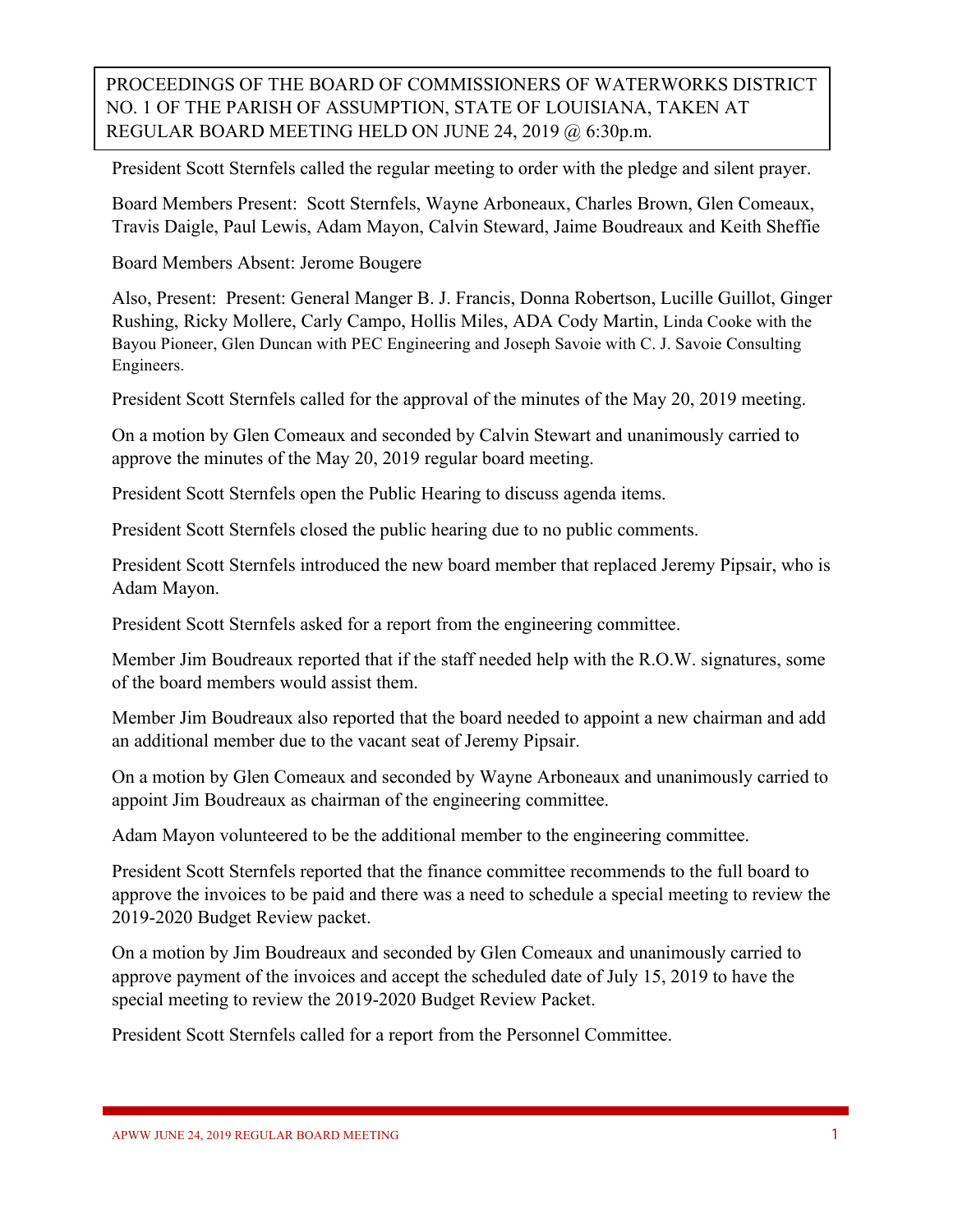**PROCEEDINGS OF THE BOARD OF COMMISSIONERS OF WATERWORKS DISTRICT NO. 1 OF THE PARISH OF ASSUMPTION, STATE OF LOUISIANA, TAKEN AT REGULAR BOARD MEETING HELD ON JUNE 24, 2019 @ 6:30p.m.**

President Scott Sternfels called the regular meeting to order with the pledge and silent prayer.

Board Members Present: Scott Sternfels, Wayne Arboneaux, Charles Brown, Glen Comeaux, Travis Daigle, Paul Lewis, Adam Mayon, Calvin Steward, Jaime Boudreaux and Keith Sheffie

Board Members Absent: Jerome Bougere

Also, Present: Present: General Manger B. J. Francis, Donna Robertson, Lucille Guillot, Ginger Rushing, Ricky Mollere, Carly Campo, Hollis Miles, ADA Cody Martin, Linda Cooke with the Bayou Pioneer, Glen Duncan with PEC Engineering and Joseph Savoie with C. J. Savoie Consulting Engineers.

President Scott Sternfels called for the approval of the minutes of the May 20, 2019 meeting.

On a motion by Glen Comeaux and seconded by Calvin Stewart and unanimously carried to approve the minutes of the May 20, 2019 regular board meeting.

President Scott Sternfels open the Public Hearing to discuss agenda items.

President Scott Sternfels closed the public hearing due to no public comments.

President Scott Sternfels introduced the new board member that replaced Jeremy Pipsair, who is Adam Mayon.

President Scott Sternfels asked for a report from the engineering committee.

Member Jim Boudreaux reported that if the staff needed help with the R.O.W. signatures, some of the board members would assist them.

Member Jim Boudreaux also reported that the board needed to appoint a new chairman and add an additional member due to the vacant seat of Jeremy Pipsair.

On a motion by Glen Comeaux and seconded by Wayne Arboneaux and unanimously carried to appoint Jim Boudreaux as chairman of the engineering committee.

Adam Mayon volunteered to be the additional member to the engineering committee.

President Scott Sternfels reported that the finance committee recommends to the full board to approve the invoices to be paid and there was a need to schedule a special meeting to review the 2019-2020 Budget Review packet.

On a motion by Jim Boudreaux and seconded by Glen Comeaux and unanimously carried to approve payment of the invoices and accept the scheduled date of July 15, 2019 to have the special meeting to review the 2019-2020 Budget Review Packet.

President Scott Sternfels called for a report from the Personnel Committee.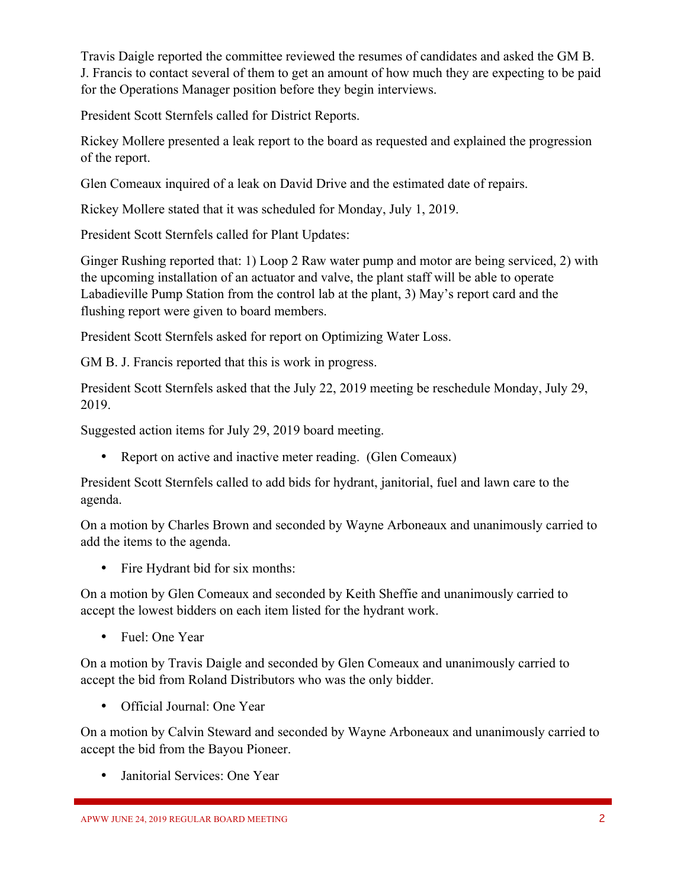Travis Daigle reported the committee reviewed the resumes of candidates and asked the GM B. J. Francis to contact several of them to get an amount of how much they are expecting to be paid for the Operations Manager position before they begin interviews.

President Scott Sternfels called for District Reports.

Rickey Mollere presented a leak report to the board as requested and explained the progression of the report.

Glen Comeaux inquired of a leak on David Drive and the estimated date of repairs.

Rickey Mollere stated that it was scheduled for Monday, July 1, 2019.

President Scott Sternfels called for Plant Updates:

Ginger Rushing reported that: 1) Loop 2 Raw water pump and motor are being serviced, 2) with the upcoming installation of an actuator and valve, the plant staff will be able to operate Labadieville Pump Station from the control lab at the plant, 3) May's report card and the flushing report were given to board members.

President Scott Sternfels asked for report on Optimizing Water Loss.

GM B. J. Francis reported that this is work in progress.

President Scott Sternfels asked that the July 22, 2019 meeting be reschedule Monday, July 29, 2019.

Suggested action items for July 29, 2019 board meeting.

- Report on active and inactive meter reading. (Glen Comeaux)

President Scott Sternfels called to add bids for hydrant, janitorial, fuel and lawn care to the agenda.

On a motion by Charles Brown and seconded by Wayne Arboneaux and unanimously carried to add the items to the agenda.

- Fire Hydrant bid for six months:

On a motion by Glen Comeaux and seconded by Keith Sheffie and unanimously carried to accept the lowest bidders on each item listed for the hydrant work.

- Fuel: One Year

On a motion by Travis Daigle and seconded by Glen Comeaux and unanimously carried to accept the bid from Roland Distributors who was the only bidder.

- Official Journal: One Year

On a motion by Calvin Steward and seconded by Wayne Arboneaux and unanimously carried to accept the bid from the Bayou Pioneer.

- Janitorial Services: One Year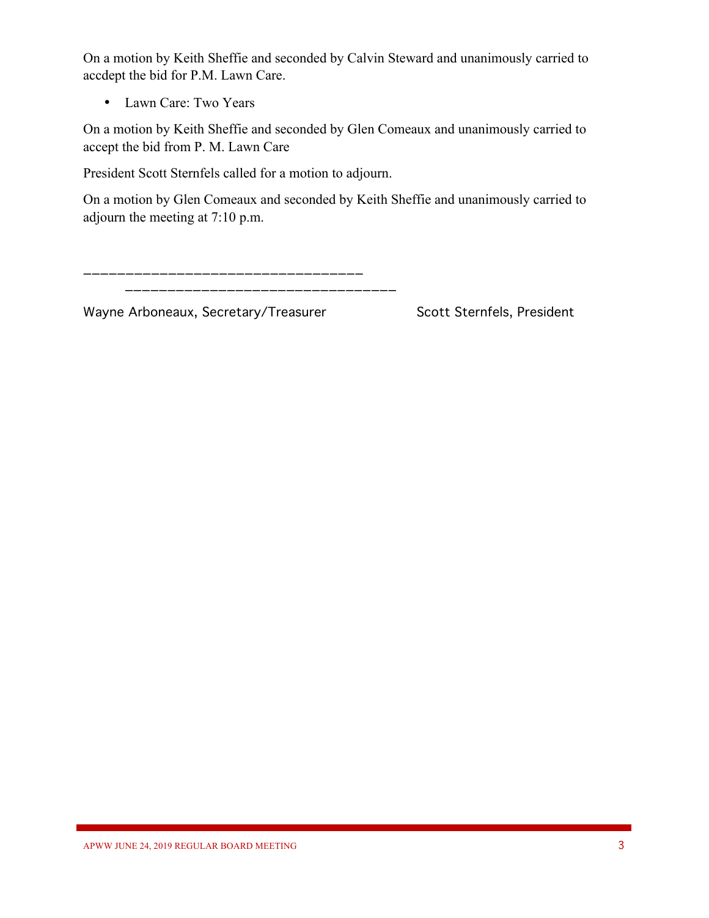On a motion by Keith Sheffie and seconded by Calvin Steward and unanimously carried to accdept the bid for P.M. Lawn Care.

- Lawn Care: Two Years

On a motion by Keith Sheffie and seconded by Glen Comeaux and unanimously carried to accept the bid from P. M. Lawn Care

President Scott Sternfels called for a motion to adjourn.

On a motion by Glen Comeaux and seconded by Keith Sheffie and unanimously carried to adjourn the meeting at 7:10 p.m.

________________________________
________________________________

Wayne Arboneaux, Secretary/Treasurer Scott Sternfels, President